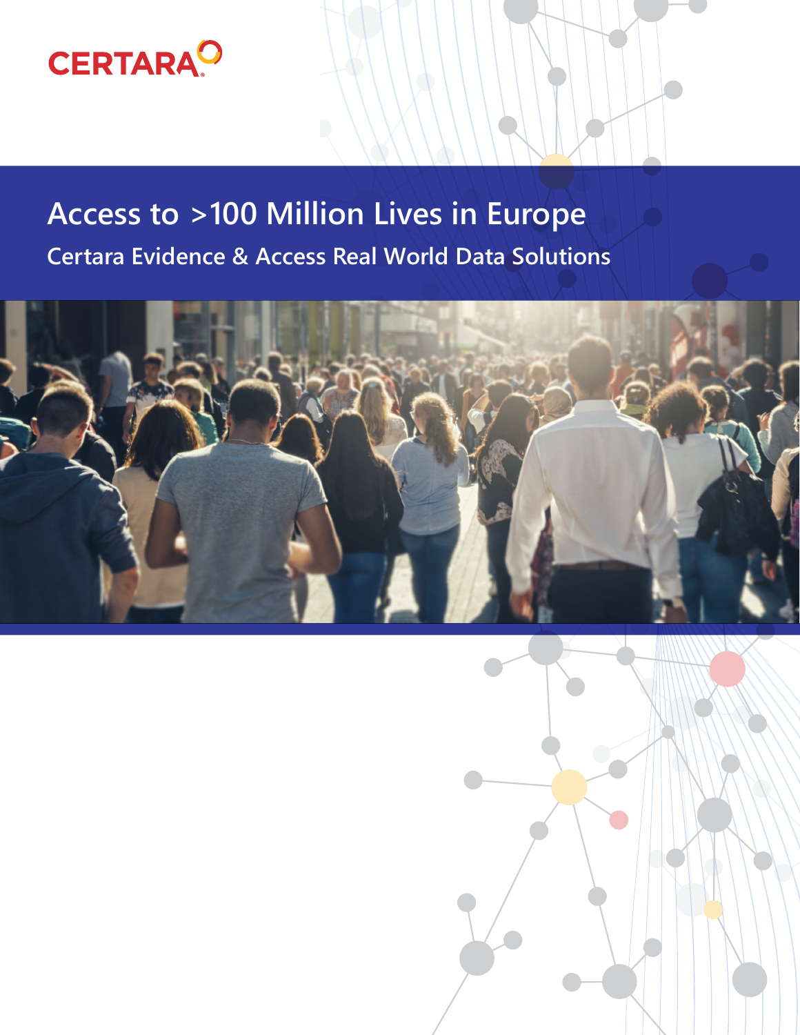CERTARA

# Access to >100 Million Lives in Europe

## Certara Evidence & Access Real World Data Solutions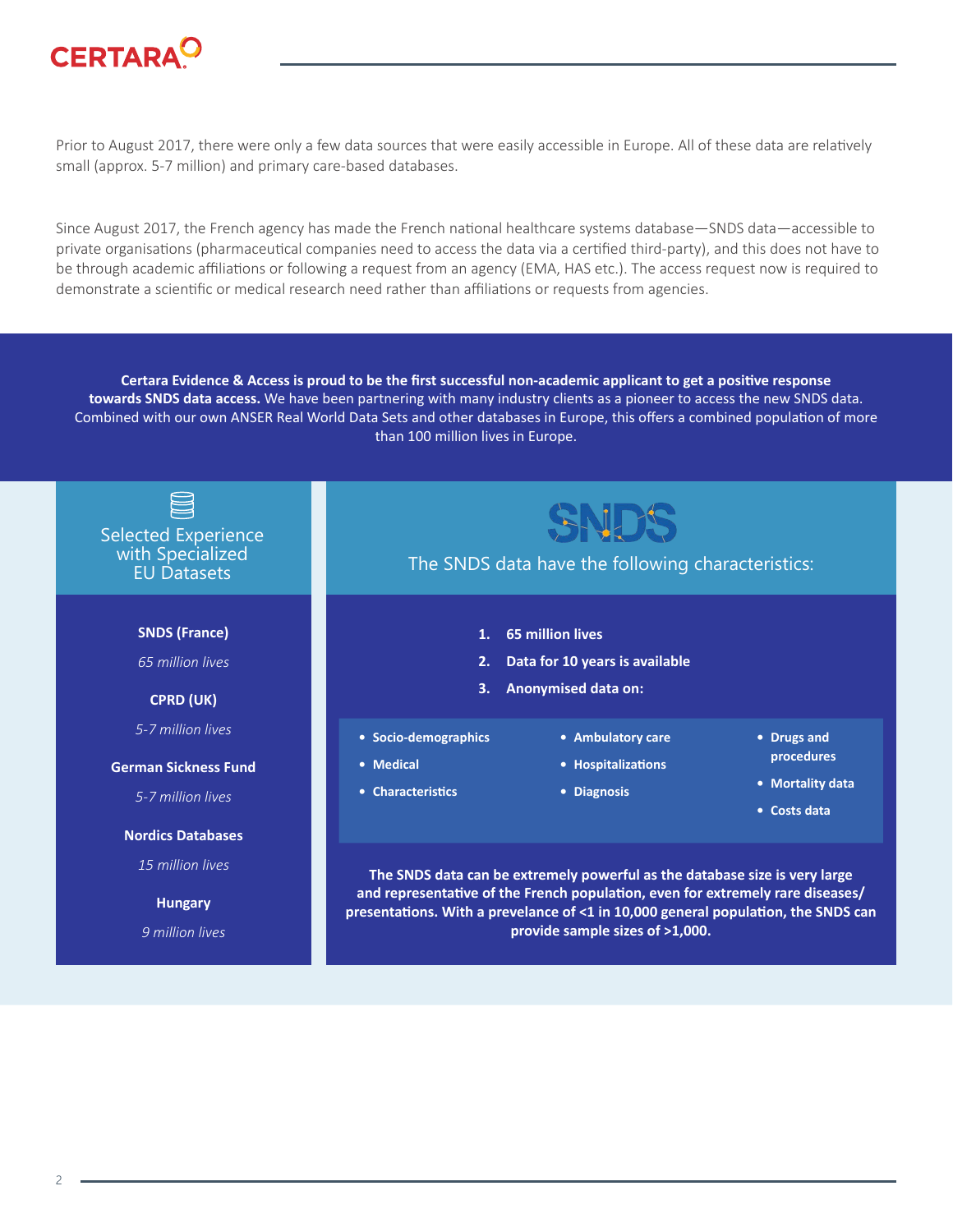Prior to August 2017, there were only a few data sources that were easily accessible in Europe. All of these data are relatively small (approx. 5-7 million) and primary care-based databases.

Since August 2017, the French agency has made the French national healthcare systems database—SNDS data—accessible to private organisations (pharmaceutical companies need to access the data via a certified third-party), and this does not have to be through academic affiliations or following a request from an agency (EMA, HAS etc.). The access request now is required to demonstrate a scientific or medical research need rather than affiliations or requests from agencies.

**Certara Evidence & Access is proud to be the first successful non-academic applicant to get a positive response towards SNDS data access.** We have been partnering with many industry clients as a pioneer to access the new SNDS data. Combined with our own ANSER Real World Data Sets and other databases in Europe, this offers a combined population of more than 100 million lives in Europe.

## Selected Experience with Specialized EU Datasets

**SNDS (France)**
*65 million lives*

**CPRD (UK)**
*5-7 million lives*

**German Sickness Fund**
*5-7 million lives*

**Nordics Databases**
*15 million lives*

**Hungary**
*9 million lives*

## SNDS

The SNDS data have the following characteristics:

1. **65 million lives**
2. **Data for 10 years is available**
3. **Anonymised data on:**

- **Socio-demographics**
- **Medical**
- **Characteristics**
- **Ambulatory care**
- **Hospitalizations**
- **Diagnosis**
- **Drugs and procedures**
- **Mortality data**
- **Costs data**

**The SNDS data can be extremely powerful as the database size is very large and representative of the French population, even for extremely rare diseases/ presentations. With a prevelance of <1 in 10,000 general population, the SNDS can provide sample sizes of >1,000.**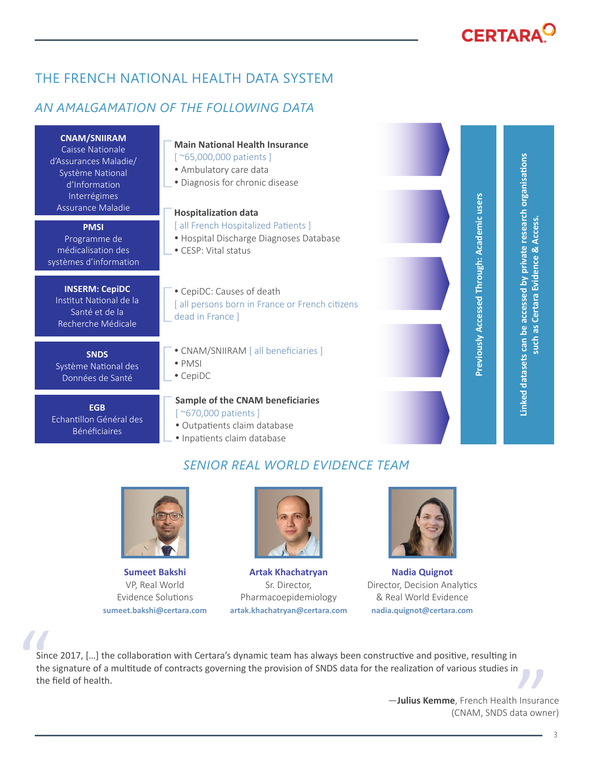## THE FRENCH NATIONAL HEALTH DATA SYSTEM

### *AN AMALGAMATION OF THE FOLLOWING DATA*

| Source | Data |
|---|---|
| **CNAM/SNIIRAM** Caisse Nationale d'Assurances Maladie/ Système National d'Information Interrégimes Assurance Maladie | **Main National Health Insurance** [ ~65,000,000 patients ] • Ambulatory care data • Diagnosis for chronic disease |
| **PMSI** Programme de médicalisation des systèmes d'information | **Hospitalization data** [ all French Hospitalized Patients ] • Hospital Discharge Diagnoses Database • CESP: Vital status |
| **INSERM: CepiDC** Institut National de la Santé et de la Recherche Médicale | • CepiDC: Causes of death [ all persons born in France or French citizens dead in France ] |
| **SNDS** Système National des Données de Santé | • CNAM/SNIIRAM [ all beneficiaries ] • PMSI • CepiDC |
| **EGB** Echantillon Général des Bénéficiaires | **Sample of the CNAM beneficiaries** [ ~670,000 patients ] • Outpatients claim database • Inpatients claim database |

**Previously Accessed Through: Academic users**

**Linked datasets can be accessed by private research organisations such as Certara Evidence & Access.**

### *SENIOR REAL WORLD EVIDENCE TEAM*

**Sumeet Bakshi**
VP, Real World Evidence Solutions
**sumeet.bakshi@certara.com**

**Artak Khachatryan**
Sr. Director, Pharmacoepidemiology
**artak.khachatryan@certara.com**

**Nadia Quignot**
Director, Decision Analytics & Real World Evidence
**nadia.quignot@certara.com**

> Since 2017, […] the collaboration with Certara's dynamic team has always been constructive and positive, resulting in the signature of a multitude of contracts governing the provision of SNDS data for the realization of various studies in the field of health.
>
> —**Julius Kemme**, French Health Insurance (CNAM, SNDS data owner)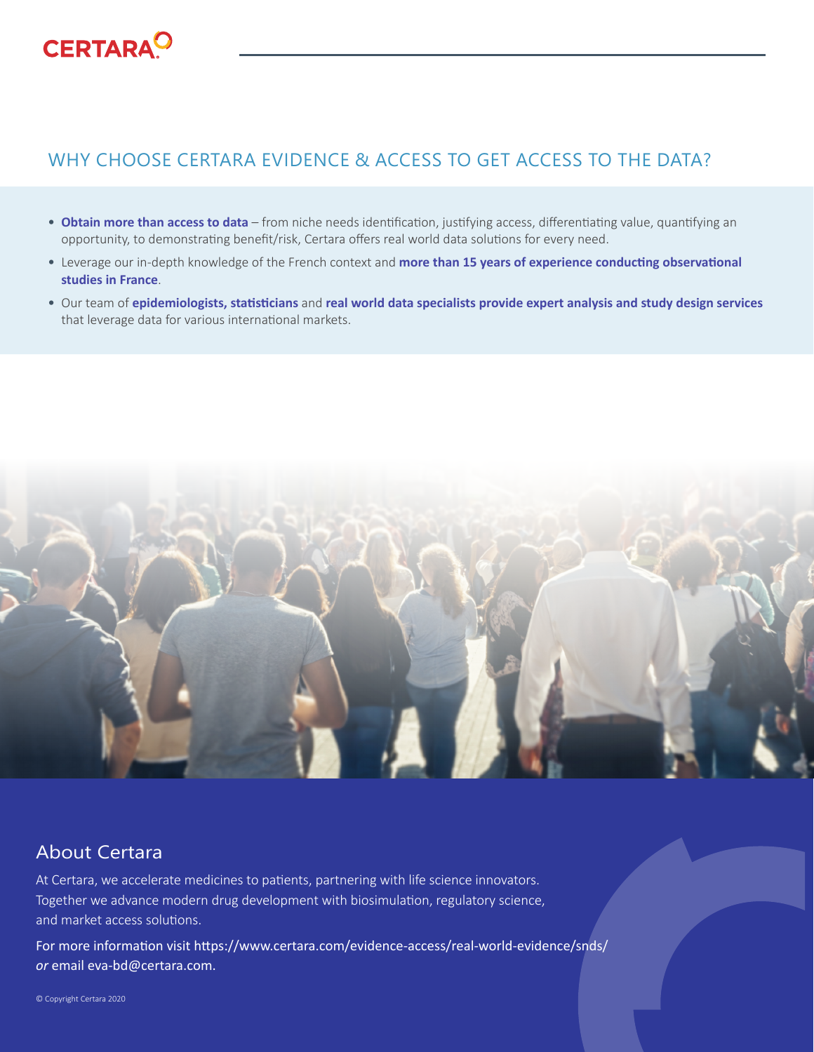## WHY CHOOSE CERTARA EVIDENCE & ACCESS TO GET ACCESS TO THE DATA?

- **Obtain more than access to data** – from niche needs identification, justifying access, differentiating value, quantifying an opportunity, to demonstrating benefit/risk, Certara offers real world data solutions for every need.
- Leverage our in-depth knowledge of the French context and **more than 15 years of experience conducting observational studies in France**.
- Our team of **epidemiologists, statisticians** and **real world data specialists provide expert analysis and study design services** that leverage data for various international markets.

## About Certara

At Certara, we accelerate medicines to patients, partnering with life science innovators. Together we advance modern drug development with biosimulation, regulatory science, and market access solutions.

For more information visit https://www.certara.com/evidence-access/real-world-evidence/snds/ *or* email eva-bd@certara.com.

© Copyright Certara 2020